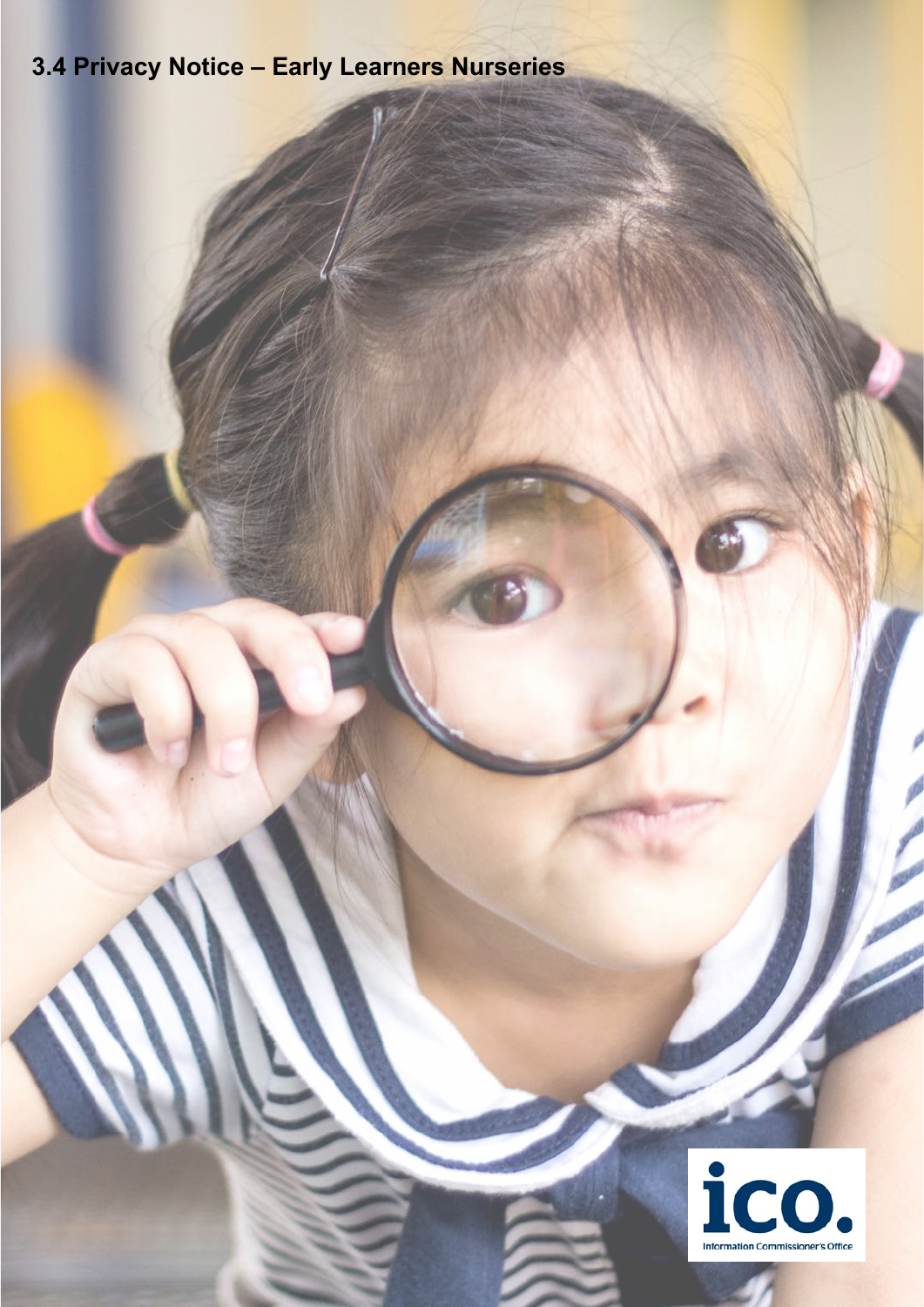# 3.4 Privacy Notice – Early Learners Nurseries

ico.
Information Commissioner's Office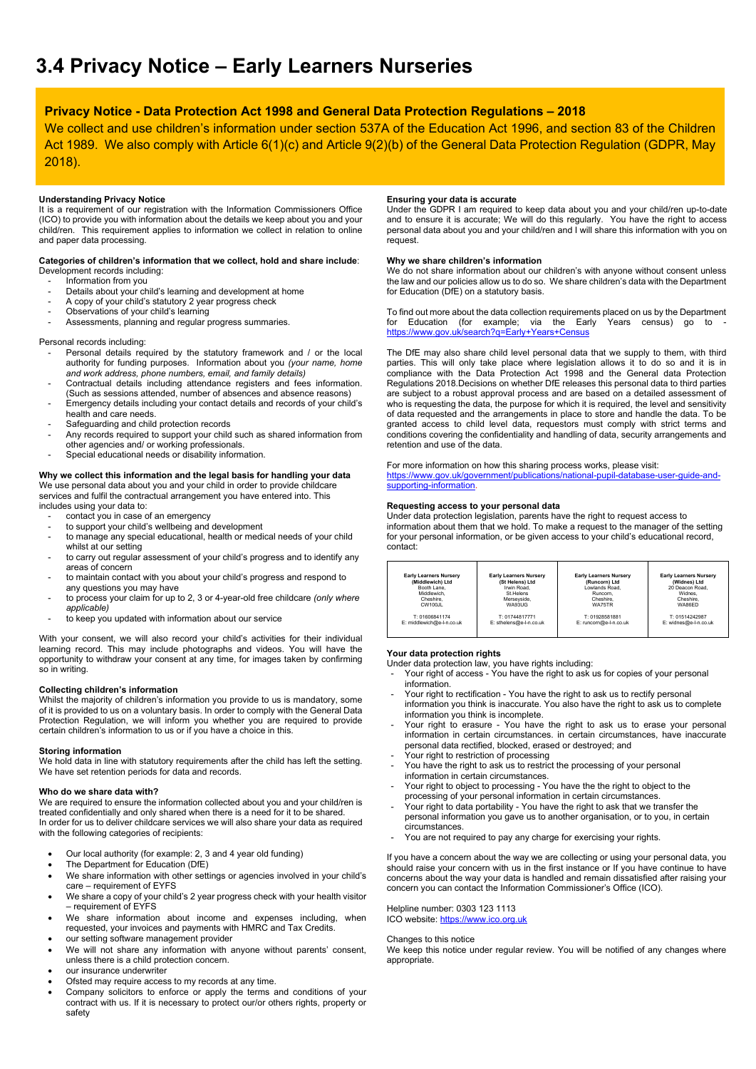# 3.4 Privacy Notice – Early Learners Nurseries

## Privacy Notice - Data Protection Act 1998 and General Data Protection Regulations – 2018

We collect and use children's information under section 537A of the Education Act 1996, and section 83 of the Children Act 1989. We also comply with Article 6(1)(c) and Article 9(2)(b) of the General Data Protection Regulation (GDPR, May 2018).

**Understanding Privacy Notice**

It is a requirement of our registration with the Information Commissioners Office (ICO) to provide you with information about the details we keep about you and your child/ren. This requirement applies to information we collect in relation to online and paper data processing.

**Categories of children's information that we collect, hold and share include**:

Development records including:

- Information from you
- Details about your child's learning and development at home
- A copy of your child's statutory 2 year progress check
- Observations of your child's learning
- Assessments, planning and regular progress summaries.

Personal records including:

- Personal details required by the statutory framework and / or the local authority for funding purposes. Information about you *(your name, home and work address, phone numbers, email, and family details)*
- Contractual details including attendance registers and fees information. (Such as sessions attended, number of absences and absence reasons)
- Emergency details including your contact details and records of your child's health and care needs.
- Safeguarding and child protection records
- Any records required to support your child such as shared information from other agencies and/ or working professionals.
- Special educational needs or disability information.

**Why we collect this information and the legal basis for handling your data**

We use personal data about you and your child in order to provide childcare services and fulfil the contractual arrangement you have entered into. This includes using your data to:

- contact you in case of an emergency
- to support your child's wellbeing and development
- to manage any special educational, health or medical needs of your child whilst at our setting
- to carry out regular assessment of your child's progress and to identify any areas of concern
- to maintain contact with you about your child's progress and respond to any questions you may have
- to process your claim for up to 2, 3 or 4-year-old free childcare *(only where applicable)*
- to keep you updated with information about our service

With your consent, we will also record your child's activities for their individual learning record. This may include photographs and videos. You will have the opportunity to withdraw your consent at any time, for images taken by confirming so in writing.

**Collecting children's information**

Whilst the majority of children's information you provide to us is mandatory, some of it is provided to us on a voluntary basis. In order to comply with the General Data Protection Regulation, we will inform you whether you are required to provide certain children's information to us or if you have a choice in this.

**Storing information**

We hold data in line with statutory requirements after the child has left the setting. We have set retention periods for data and records.

**Who do we share data with?**

We are required to ensure the information collected about you and your child/ren is treated confidentially and only shared when there is a need for it to be shared. In order for us to deliver childcare services we will also share your data as required with the following categories of recipients:

- Our local authority (for example: 2, 3 and 4 year old funding)
- The Department for Education (DfE)
- We share information with other settings or agencies involved in your child's care – requirement of EYFS
- We share a copy of your child's 2 year progress check with your health visitor – requirement of EYFS
- We share information about income and expenses including, when requested, your invoices and payments with HMRC and Tax Credits.
- our setting software management provider
- We will not share any information with anyone without parents' consent, unless there is a child protection concern.
- our insurance underwriter
- Ofsted may require access to my records at any time.
- Company solicitors to enforce or apply the terms and conditions of your contract with us. If it is necessary to protect our/or others rights, property or safety

**Ensuring your data is accurate**

Under the GDPR I am required to keep data about you and your child/ren up-to-date and to ensure it is accurate; We will do this regularly. You have the right to access personal data about you and your child/ren and I will share this information with you on request.

**Why we share children's information**

We do not share information about our children's with anyone without consent unless the law and our policies allow us to do so. We share children's data with the Department for Education (DfE) on a statutory basis.

To find out more about the data collection requirements placed on us by the Department for Education (for example; via the Early Years census) go to - https://www.gov.uk/search?q=Early+Years+Census

The DfE may also share child level personal data that we supply to them, with third parties. This will only take place where legislation allows it to do so and it is in compliance with the Data Protection Act 1998 and the General data Protection Regulations 2018.Decisions on whether DfE releases this personal data to third parties are subject to a robust approval process and are based on a detailed assessment of who is requesting the data, the purpose for which it is required, the level and sensitivity of data requested and the arrangements in place to store and handle the data. To be granted access to child level data, requestors must comply with strict terms and conditions covering the confidentiality and handling of data, security arrangements and retention and use of the data.

For more information on how this sharing process works, please visit:
https://www.gov.uk/government/publications/national-pupil-database-user-guide-and-supporting-information.

**Requesting access to your personal data**

Under data protection legislation, parents have the right to request access to information about them that we hold. To make a request to the manager of the setting for your personal information, or be given access to your child's educational record, contact:

| Early Learners Nursery (Middlewich) Ltd | Early Learners Nursery (St Helens) Ltd | Early Learners Nursery (Runcorn) Ltd | Early Learners Nursery (Widnes) Ltd |
|---|---|---|---|
| Booth Lane, Middlewich, Cheshire, CW100JL | Irwin Road, St.Helens Merseyside, WA93UG | Lowlands Road, Runcorn, Cheshire, WA75TR | 20 Deacon Road, Widnes, Cheshire, WA86ED |
| T: 01606841174 E: middlewich@e-l-n.co.uk | T: 01744817771 E: sthelens@e-l-n.co.uk | T: 01928581881 E: runcorn@e-l-n.co.uk | T: 01514242987 E: widnes@e-l-n.co.uk |

**Your data protection rights**

Under data protection law, you have rights including:

- Your right of access - You have the right to ask us for copies of your personal information.
- Your right to rectification - You have the right to ask us to rectify personal information you think is inaccurate. You also have the right to ask us to complete information you think is incomplete.
- Your right to erasure - You have the right to ask us to erase your personal information in certain circumstances. in certain circumstances, have inaccurate personal data rectified, blocked, erased or destroyed; and
- Your right to restriction of processing
- You have the right to ask us to restrict the processing of your personal information in certain circumstances.
- Your right to object to processing - You have the the right to object to the processing of your personal information in certain circumstances.
- Your right to data portability - You have the right to ask that we transfer the personal information you gave us to another organisation, or to you, in certain circumstances.
- You are not required to pay any charge for exercising your rights.

If you have a concern about the way we are collecting or using your personal data, you should raise your concern with us in the first instance or If you have continue to have concerns about the way your data is handled and remain dissatisfied after raising your concern you can contact the Information Commissioner's Office (ICO).

Helpline number: 0303 123 1113
ICO website: https://www.ico.org.uk

Changes to this notice

We keep this notice under regular review. You will be notified of any changes where appropriate.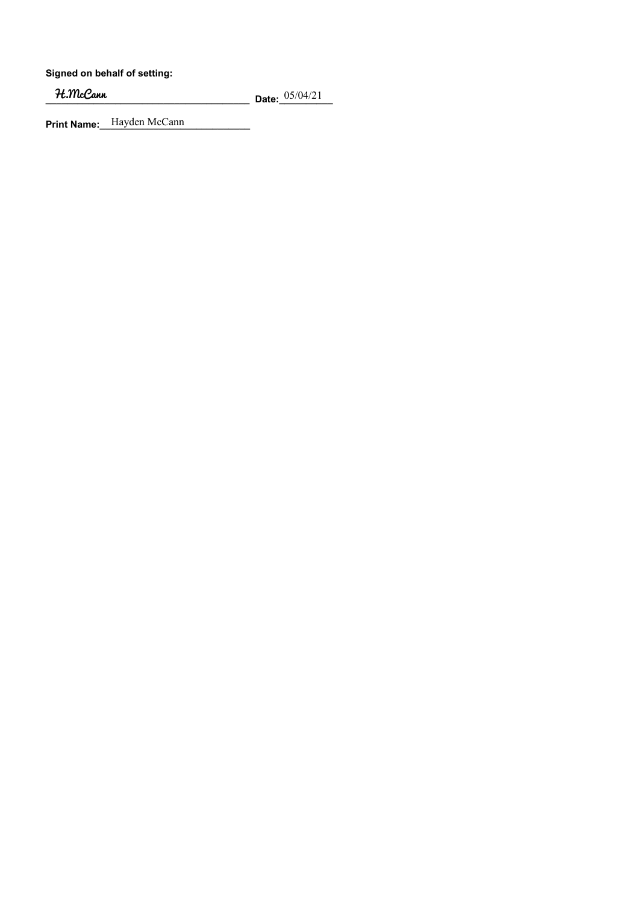**Signed on behalf of setting:**

H.McCann **Date:** 05/04/21

**Print Name:** Hayden McCann